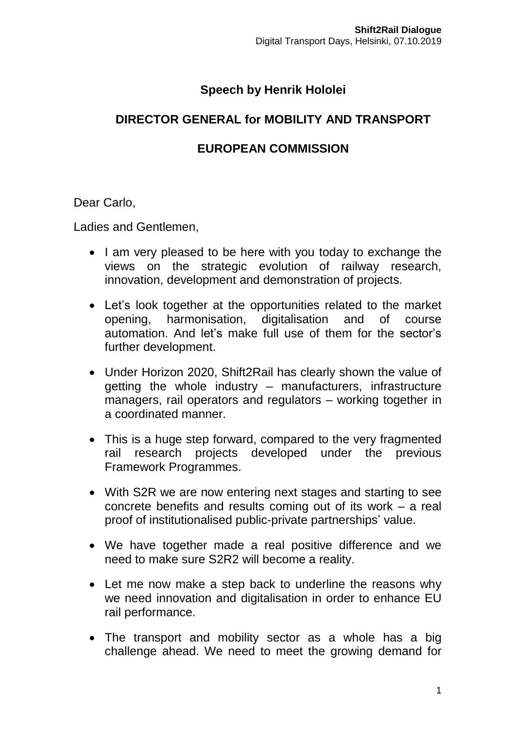**Shift2Rail Dialogue**
Digital Transport Days, Helsinki, 07.10.2019

# Speech by Henrik Hololei

## DIRECTOR GENERAL for MOBILITY AND TRANSPORT

## EUROPEAN COMMISSION

Dear Carlo,

Ladies and Gentlemen,

- I am very pleased to be here with you today to exchange the views on the strategic evolution of railway research, innovation, development and demonstration of projects.
- Let's look together at the opportunities related to the market opening, harmonisation, digitalisation and of course automation. And let's make full use of them for the sector's further development.
- Under Horizon 2020, Shift2Rail has clearly shown the value of getting the whole industry – manufacturers, infrastructure managers, rail operators and regulators – working together in a coordinated manner.
- This is a huge step forward, compared to the very fragmented rail research projects developed under the previous Framework Programmes.
- With S2R we are now entering next stages and starting to see concrete benefits and results coming out of its work – a real proof of institutionalised public-private partnerships' value.
- We have together made a real positive difference and we need to make sure S2R2 will become a reality.
- Let me now make a step back to underline the reasons why we need innovation and digitalisation in order to enhance EU rail performance.
- The transport and mobility sector as a whole has a big challenge ahead. We need to meet the growing demand for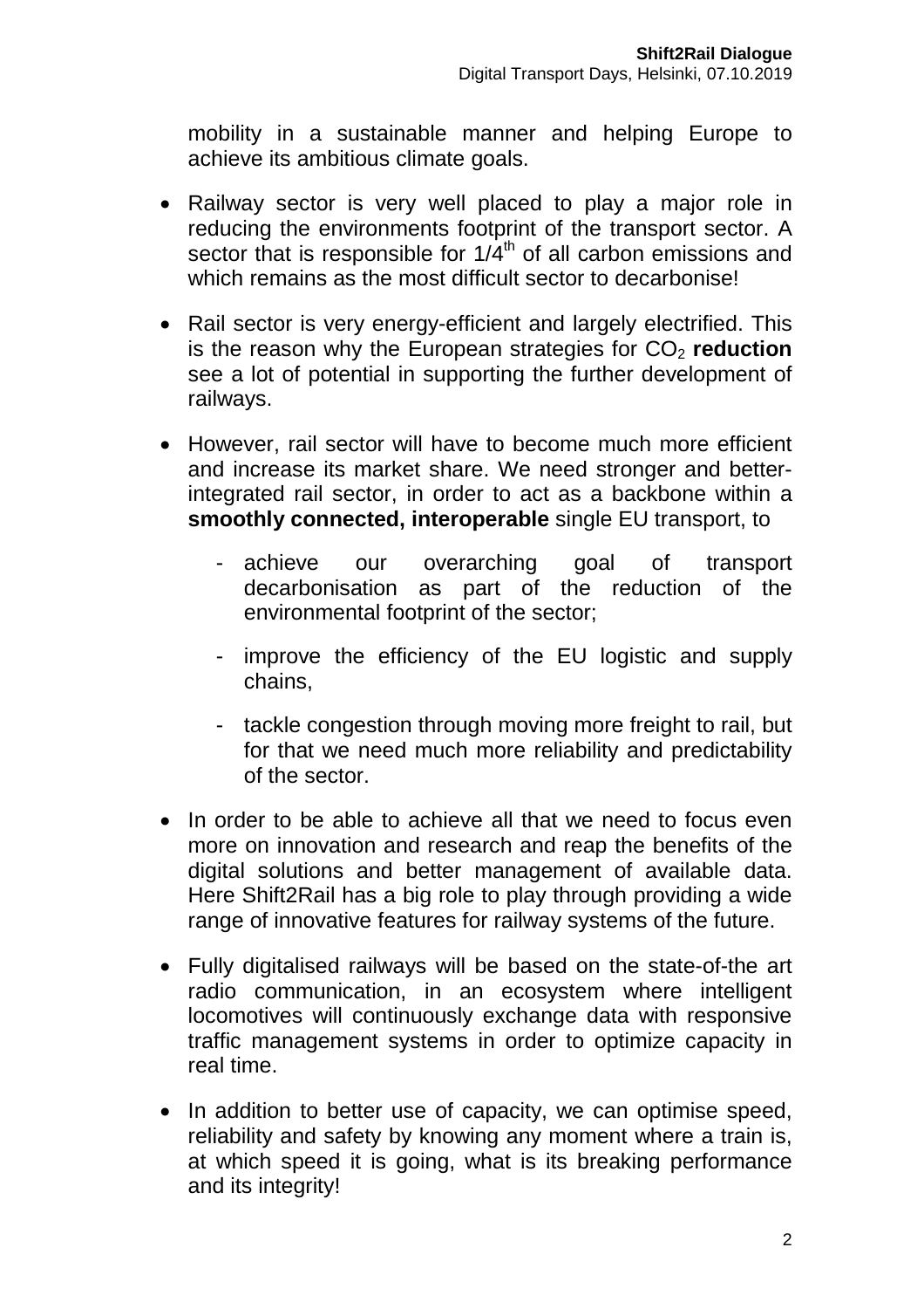mobility in a sustainable manner and helping Europe to achieve its ambitious climate goals.

- Railway sector is very well placed to play a major role in reducing the environments footprint of the transport sector. A sector that is responsible for 1/4$^{th}$ of all carbon emissions and which remains as the most difficult sector to decarbonise!

- Rail sector is very energy-efficient and largely electrified. This is the reason why the European strategies for $CO_2$ **reduction** see a lot of potential in supporting the further development of railways.

- However, rail sector will have to become much more efficient and increase its market share. We need stronger and better-integrated rail sector, in order to act as a backbone within a **smoothly connected, interoperable** single EU transport, to

  - achieve our overarching goal of transport decarbonisation as part of the reduction of the environmental footprint of the sector;

  - improve the efficiency of the EU logistic and supply chains,

  - tackle congestion through moving more freight to rail, but for that we need much more reliability and predictability of the sector.

- In order to be able to achieve all that we need to focus even more on innovation and research and reap the benefits of the digital solutions and better management of available data. Here Shift2Rail has a big role to play through providing a wide range of innovative features for railway systems of the future.

- Fully digitalised railways will be based on the state-of-the art radio communication, in an ecosystem where intelligent locomotives will continuously exchange data with responsive traffic management systems in order to optimize capacity in real time.

- In addition to better use of capacity, we can optimise speed, reliability and safety by knowing any moment where a train is, at which speed it is going, what is its breaking performance and its integrity!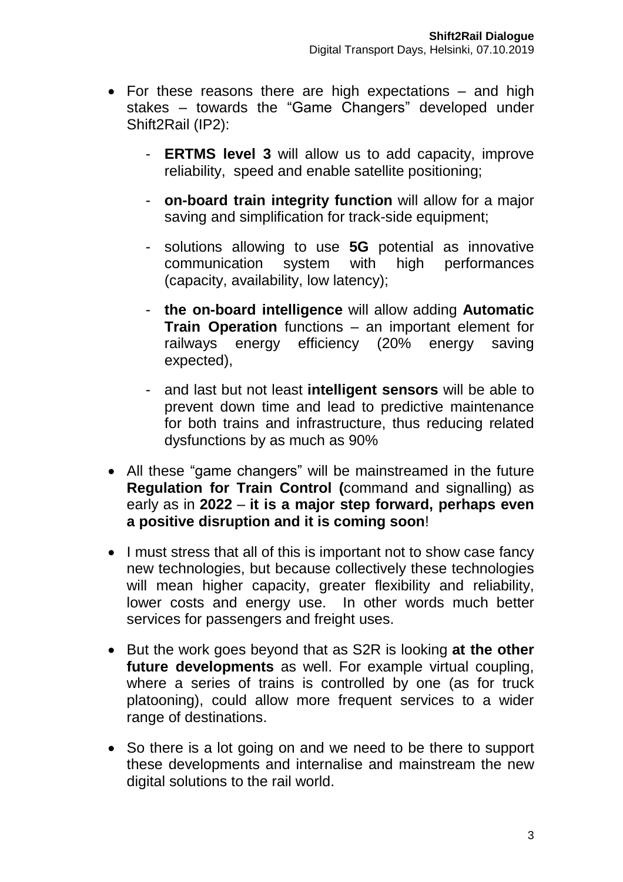- For these reasons there are high expectations – and high stakes – towards the "Game Changers" developed under Shift2Rail (IP2):

  - **ERTMS level 3** will allow us to add capacity, improve reliability, speed and enable satellite positioning;

  - **on-board train integrity function** will allow for a major saving and simplification for track-side equipment;

  - solutions allowing to use **5G** potential as innovative communication system with high performances (capacity, availability, low latency);

  - **the on-board intelligence** will allow adding **Automatic Train Operation** functions – an important element for railways energy efficiency (20% energy saving expected),

  - and last but not least **intelligent sensors** will be able to prevent down time and lead to predictive maintenance for both trains and infrastructure, thus reducing related dysfunctions by as much as 90%

- All these "game changers" will be mainstreamed in the future **Regulation for Train Control (**command and signalling) as early as in **2022** – **it is a major step forward, perhaps even a positive disruption and it is coming soon**!

- I must stress that all of this is important not to show case fancy new technologies, but because collectively these technologies will mean higher capacity, greater flexibility and reliability, lower costs and energy use. In other words much better services for passengers and freight uses.

- But the work goes beyond that as S2R is looking **at the other future developments** as well. For example virtual coupling, where a series of trains is controlled by one (as for truck platooning), could allow more frequent services to a wider range of destinations.

- So there is a lot going on and we need to be there to support these developments and internalise and mainstream the new digital solutions to the rail world.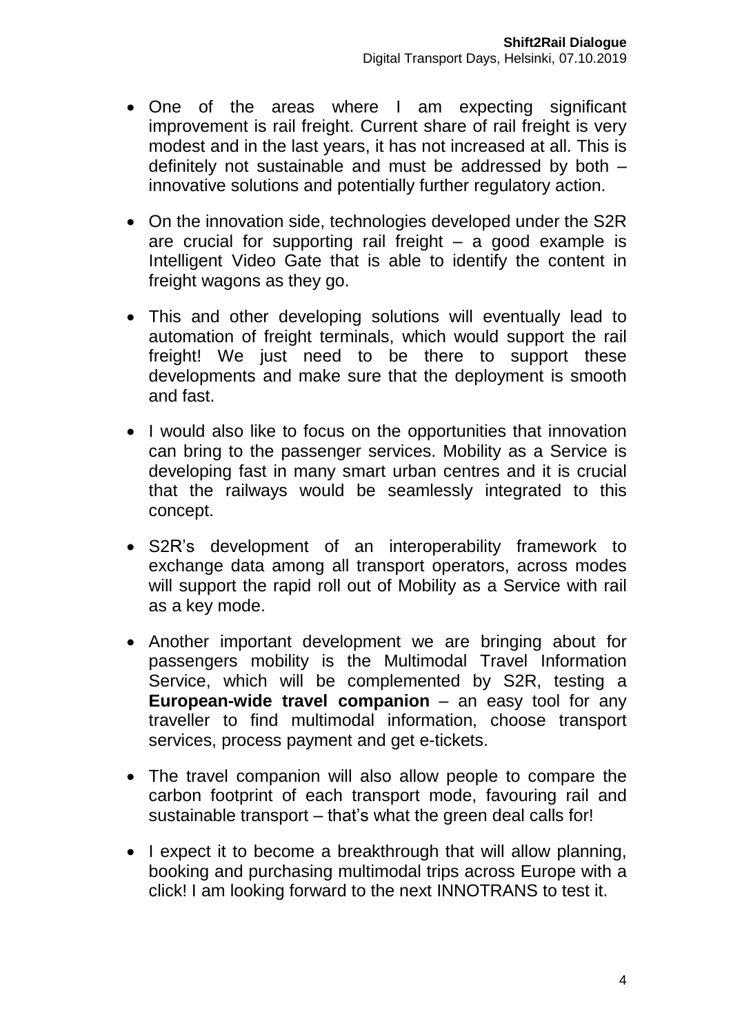- One of the areas where I am expecting significant improvement is rail freight. Current share of rail freight is very modest and in the last years, it has not increased at all. This is definitely not sustainable and must be addressed by both – innovative solutions and potentially further regulatory action.
- On the innovation side, technologies developed under the S2R are crucial for supporting rail freight – a good example is Intelligent Video Gate that is able to identify the content in freight wagons as they go.
- This and other developing solutions will eventually lead to automation of freight terminals, which would support the rail freight! We just need to be there to support these developments and make sure that the deployment is smooth and fast.
- I would also like to focus on the opportunities that innovation can bring to the passenger services. Mobility as a Service is developing fast in many smart urban centres and it is crucial that the railways would be seamlessly integrated to this concept.
- S2R's development of an interoperability framework to exchange data among all transport operators, across modes will support the rapid roll out of Mobility as a Service with rail as a key mode.
- Another important development we are bringing about for passengers mobility is the Multimodal Travel Information Service, which will be complemented by S2R, testing a **European-wide travel companion** – an easy tool for any traveller to find multimodal information, choose transport services, process payment and get e-tickets.
- The travel companion will also allow people to compare the carbon footprint of each transport mode, favouring rail and sustainable transport – that's what the green deal calls for!
- I expect it to become a breakthrough that will allow planning, booking and purchasing multimodal trips across Europe with a click! I am looking forward to the next INNOTRANS to test it.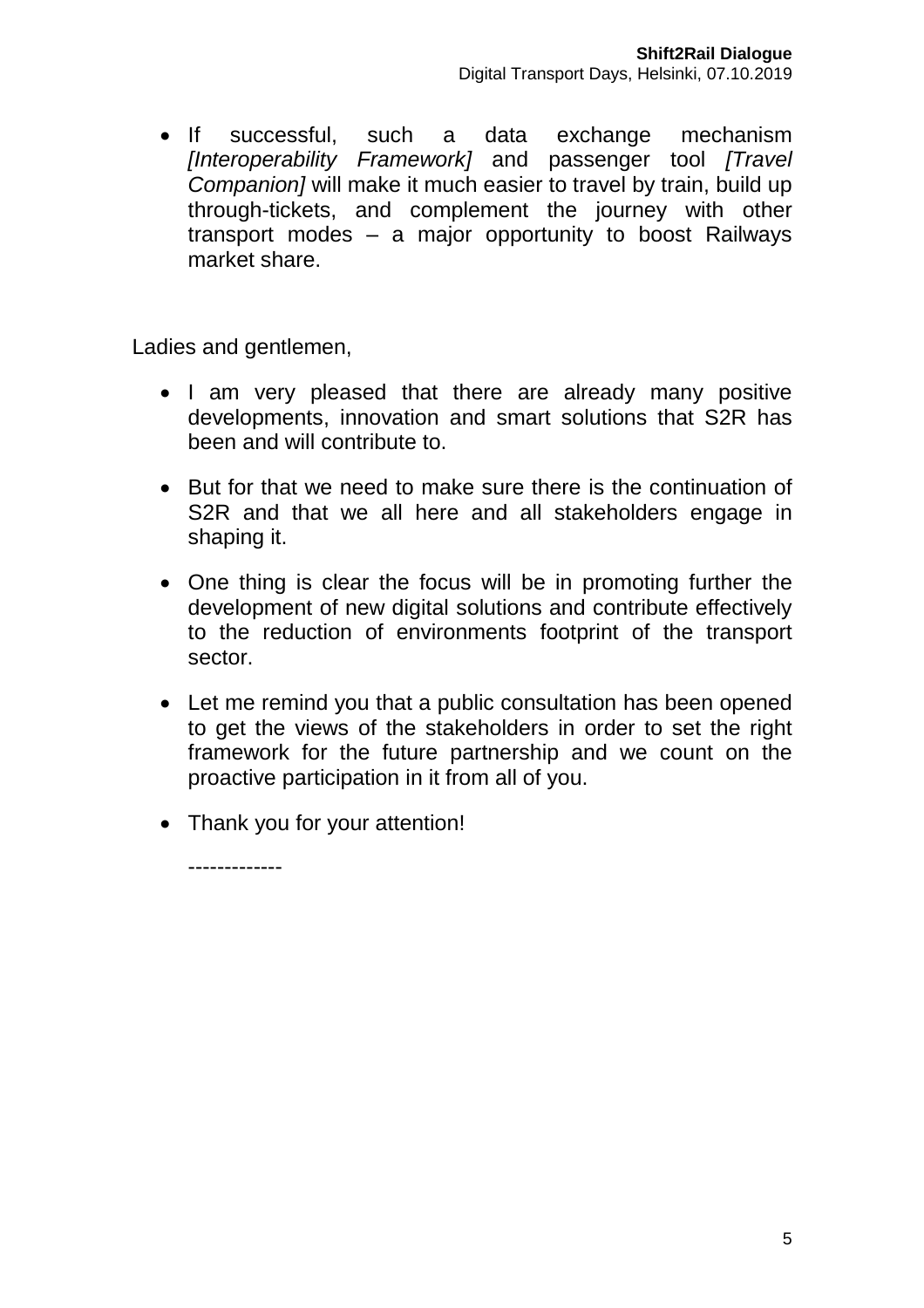- If successful, such a data exchange mechanism *[Interoperability Framework]* and passenger tool *[Travel Companion]* will make it much easier to travel by train, build up through-tickets, and complement the journey with other transport modes – a major opportunity to boost Railways market share.

Ladies and gentlemen,

- I am very pleased that there are already many positive developments, innovation and smart solutions that S2R has been and will contribute to.
- But for that we need to make sure there is the continuation of S2R and that we all here and all stakeholders engage in shaping it.
- One thing is clear the focus will be in promoting further the development of new digital solutions and contribute effectively to the reduction of environments footprint of the transport sector.
- Let me remind you that a public consultation has been opened to get the views of the stakeholders in order to set the right framework for the future partnership and we count on the proactive participation in it from all of you.
- Thank you for your attention!

  -------------